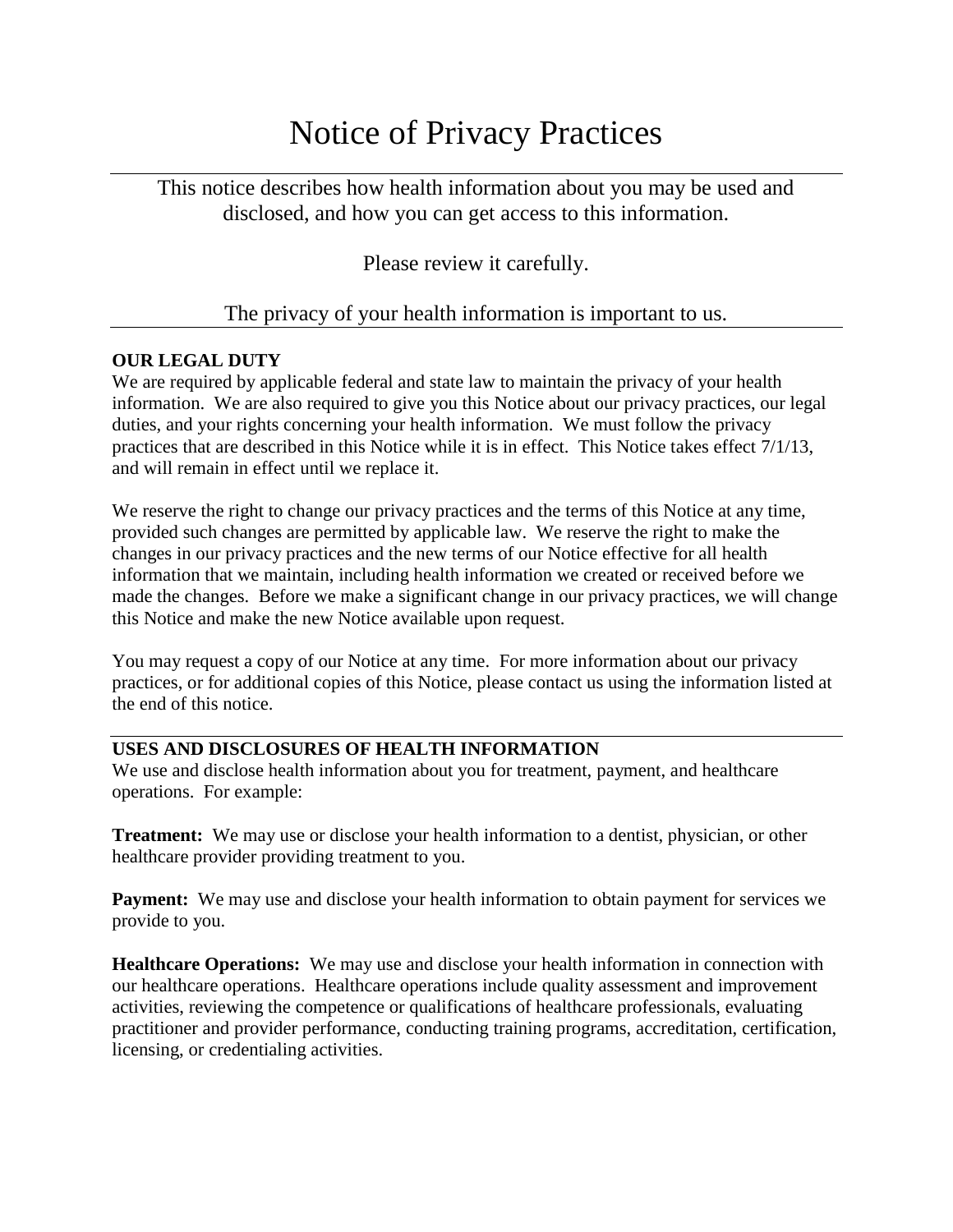# Notice of Privacy Practices

This notice describes how health information about you may be used and disclosed, and how you can get access to this information.

Please review it carefully.

The privacy of your health information is important to us.

**OUR LEGAL DUTY**

We are required by applicable federal and state law to maintain the privacy of your health information. We are also required to give you this Notice about our privacy practices, our legal duties, and your rights concerning your health information. We must follow the privacy practices that are described in this Notice while it is in effect. This Notice takes effect 7/1/13, and will remain in effect until we replace it.

We reserve the right to change our privacy practices and the terms of this Notice at any time, provided such changes are permitted by applicable law. We reserve the right to make the changes in our privacy practices and the new terms of our Notice effective for all health information that we maintain, including health information we created or received before we made the changes. Before we make a significant change in our privacy practices, we will change this Notice and make the new Notice available upon request.

You may request a copy of our Notice at any time. For more information about our privacy practices, or for additional copies of this Notice, please contact us using the information listed at the end of this notice.

**USES AND DISCLOSURES OF HEALTH INFORMATION**

We use and disclose health information about you for treatment, payment, and healthcare operations. For example:

**Treatment:** We may use or disclose your health information to a dentist, physician, or other healthcare provider providing treatment to you.

**Payment:** We may use and disclose your health information to obtain payment for services we provide to you.

**Healthcare Operations:** We may use and disclose your health information in connection with our healthcare operations. Healthcare operations include quality assessment and improvement activities, reviewing the competence or qualifications of healthcare professionals, evaluating practitioner and provider performance, conducting training programs, accreditation, certification, licensing, or credentialing activities.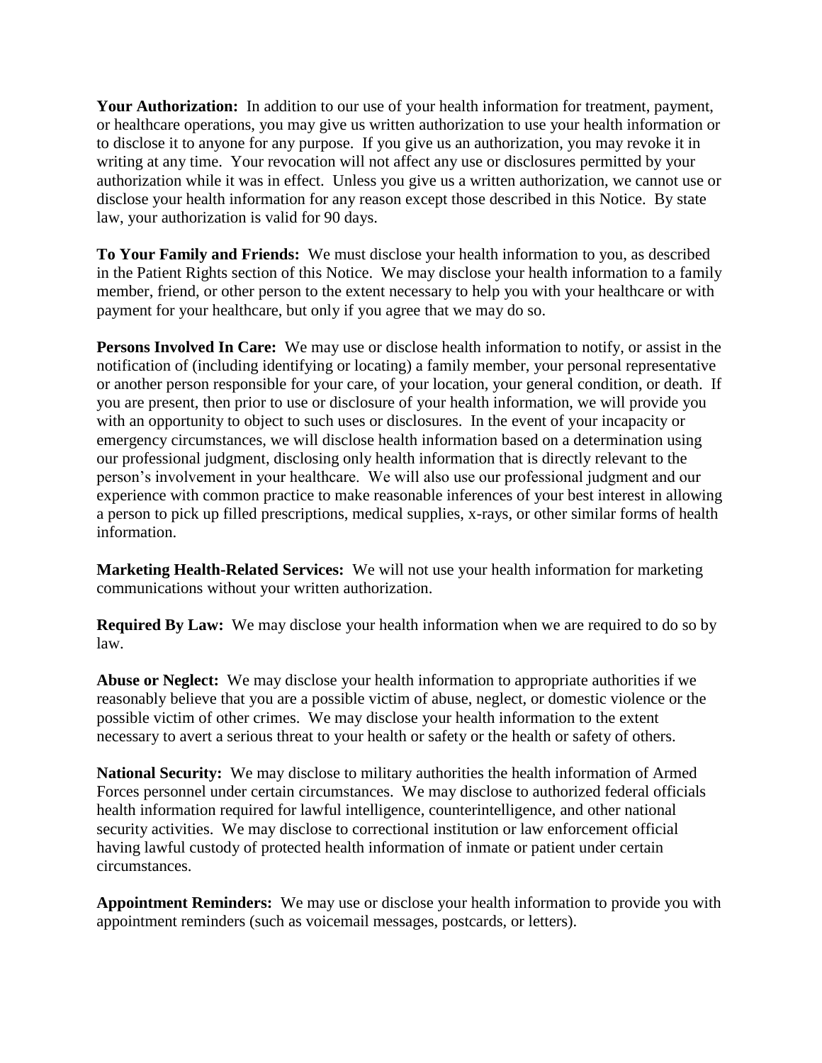**Your Authorization:** In addition to our use of your health information for treatment, payment, or healthcare operations, you may give us written authorization to use your health information or to disclose it to anyone for any purpose. If you give us an authorization, you may revoke it in writing at any time. Your revocation will not affect any use or disclosures permitted by your authorization while it was in effect. Unless you give us a written authorization, we cannot use or disclose your health information for any reason except those described in this Notice. By state law, your authorization is valid for 90 days.

**To Your Family and Friends:** We must disclose your health information to you, as described in the Patient Rights section of this Notice. We may disclose your health information to a family member, friend, or other person to the extent necessary to help you with your healthcare or with payment for your healthcare, but only if you agree that we may do so.

**Persons Involved In Care:** We may use or disclose health information to notify, or assist in the notification of (including identifying or locating) a family member, your personal representative or another person responsible for your care, of your location, your general condition, or death. If you are present, then prior to use or disclosure of your health information, we will provide you with an opportunity to object to such uses or disclosures. In the event of your incapacity or emergency circumstances, we will disclose health information based on a determination using our professional judgment, disclosing only health information that is directly relevant to the person's involvement in your healthcare. We will also use our professional judgment and our experience with common practice to make reasonable inferences of your best interest in allowing a person to pick up filled prescriptions, medical supplies, x-rays, or other similar forms of health information.

**Marketing Health-Related Services:** We will not use your health information for marketing communications without your written authorization.

**Required By Law:** We may disclose your health information when we are required to do so by law.

**Abuse or Neglect:** We may disclose your health information to appropriate authorities if we reasonably believe that you are a possible victim of abuse, neglect, or domestic violence or the possible victim of other crimes. We may disclose your health information to the extent necessary to avert a serious threat to your health or safety or the health or safety of others.

**National Security:** We may disclose to military authorities the health information of Armed Forces personnel under certain circumstances. We may disclose to authorized federal officials health information required for lawful intelligence, counterintelligence, and other national security activities. We may disclose to correctional institution or law enforcement official having lawful custody of protected health information of inmate or patient under certain circumstances.

**Appointment Reminders:** We may use or disclose your health information to provide you with appointment reminders (such as voicemail messages, postcards, or letters).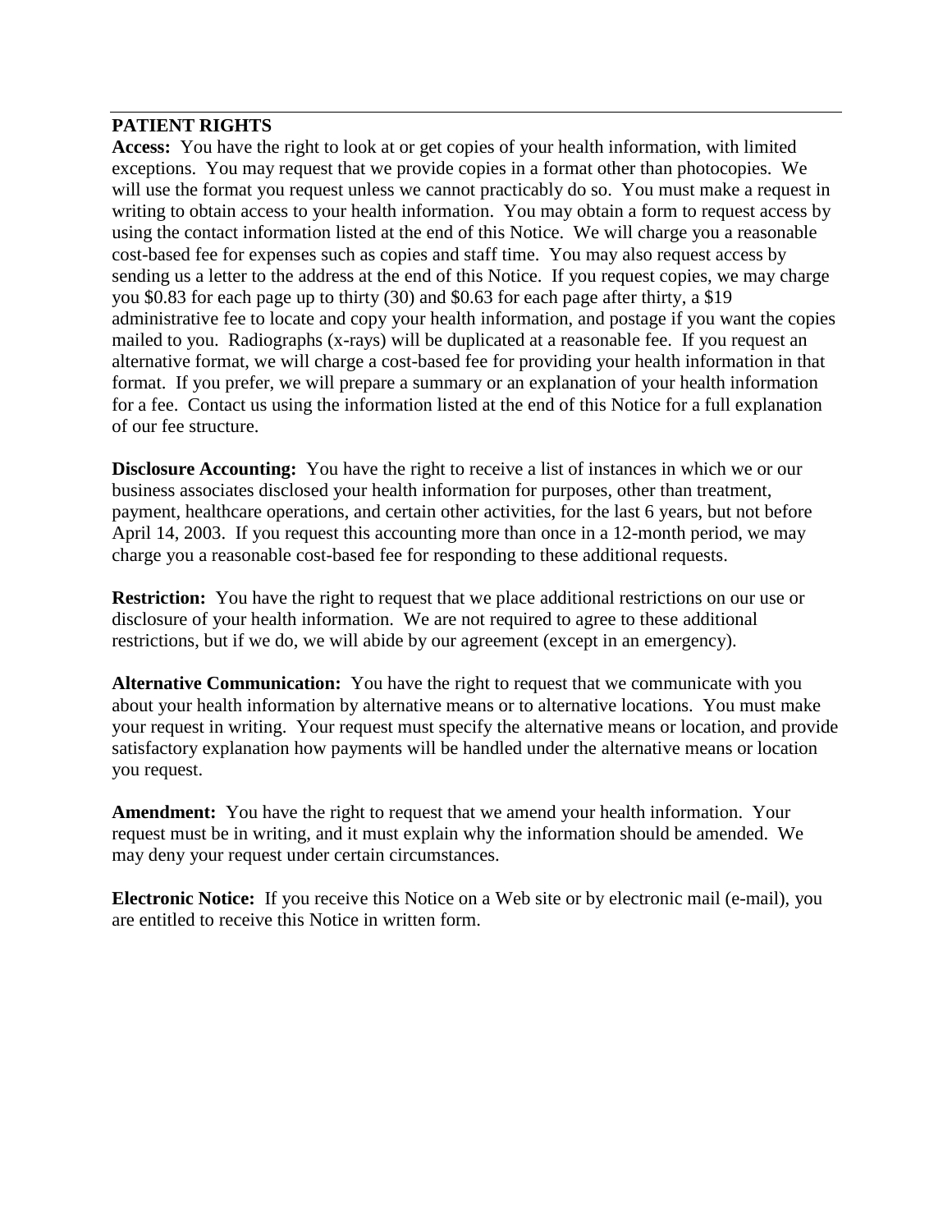## PATIENT RIGHTS

**Access:** You have the right to look at or get copies of your health information, with limited exceptions. You may request that we provide copies in a format other than photocopies. We will use the format you request unless we cannot practicably do so. You must make a request in writing to obtain access to your health information. You may obtain a form to request access by using the contact information listed at the end of this Notice. We will charge you a reasonable cost-based fee for expenses such as copies and staff time. You may also request access by sending us a letter to the address at the end of this Notice. If you request copies, we may charge you $0.83 for each page up to thirty (30) and $0.63 for each page after thirty, a $19 administrative fee to locate and copy your health information, and postage if you want the copies mailed to you. Radiographs (x-rays) will be duplicated at a reasonable fee. If you request an alternative format, we will charge a cost-based fee for providing your health information in that format. If you prefer, we will prepare a summary or an explanation of your health information for a fee. Contact us using the information listed at the end of this Notice for a full explanation of our fee structure.

**Disclosure Accounting:** You have the right to receive a list of instances in which we or our business associates disclosed your health information for purposes, other than treatment, payment, healthcare operations, and certain other activities, for the last 6 years, but not before April 14, 2003. If you request this accounting more than once in a 12-month period, we may charge you a reasonable cost-based fee for responding to these additional requests.

**Restriction:** You have the right to request that we place additional restrictions on our use or disclosure of your health information. We are not required to agree to these additional restrictions, but if we do, we will abide by our agreement (except in an emergency).

**Alternative Communication:** You have the right to request that we communicate with you about your health information by alternative means or to alternative locations. You must make your request in writing. Your request must specify the alternative means or location, and provide satisfactory explanation how payments will be handled under the alternative means or location you request.

**Amendment:** You have the right to request that we amend your health information. Your request must be in writing, and it must explain why the information should be amended. We may deny your request under certain circumstances.

**Electronic Notice:** If you receive this Notice on a Web site or by electronic mail (e-mail), you are entitled to receive this Notice in written form.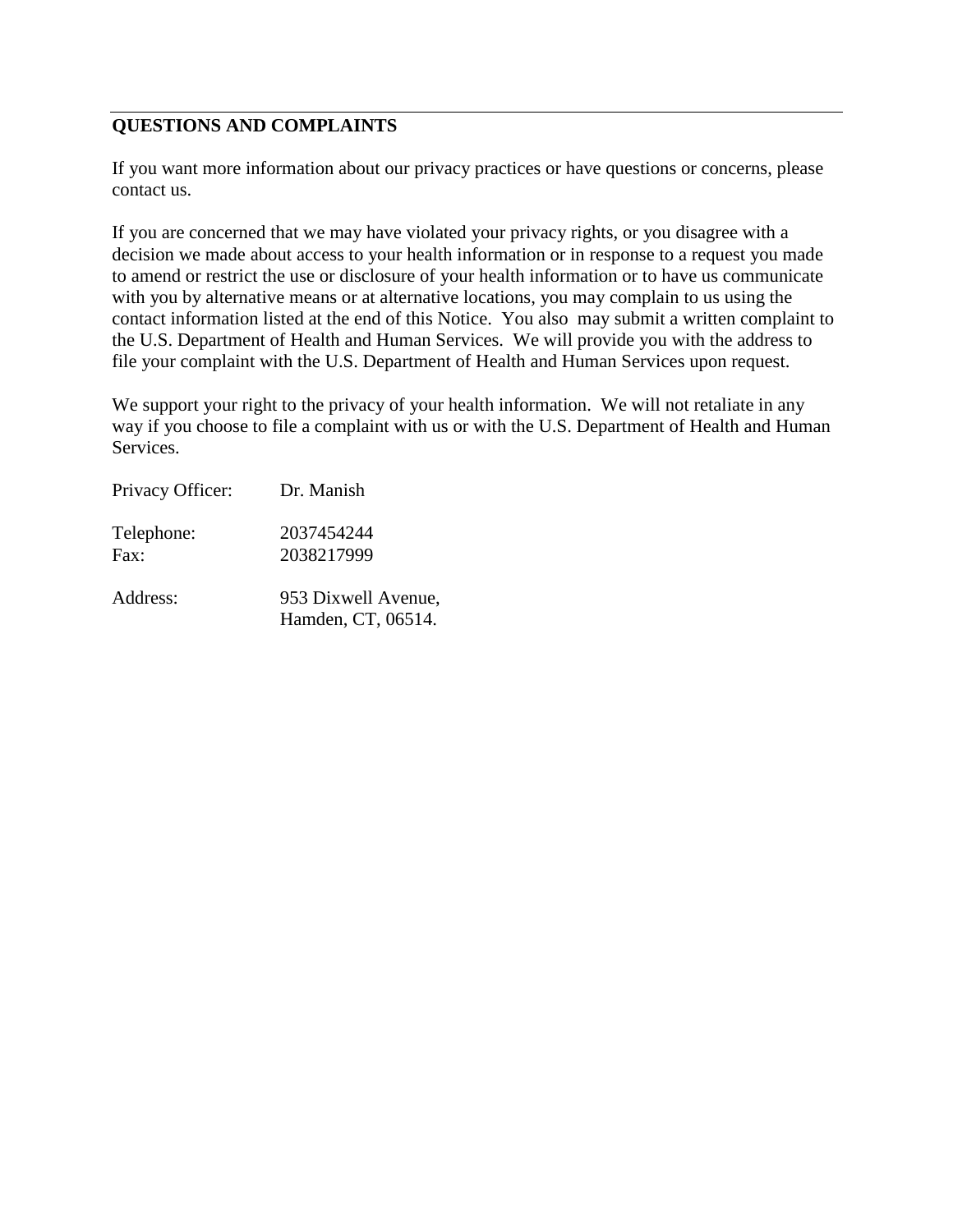## QUESTIONS AND COMPLAINTS

If you want more information about our privacy practices or have questions or concerns, please contact us.

If you are concerned that we may have violated your privacy rights, or you disagree with a decision we made about access to your health information or in response to a request you made to amend or restrict the use or disclosure of your health information or to have us communicate with you by alternative means or at alternative locations, you may complain to us using the contact information listed at the end of this Notice. You also may submit a written complaint to the U.S. Department of Health and Human Services. We will provide you with the address to file your complaint with the U.S. Department of Health and Human Services upon request.

We support your right to the privacy of your health information. We will not retaliate in any way if you choose to file a complaint with us or with the U.S. Department of Health and Human Services.

Privacy Officer: Dr. Manish

Telephone: 2037454244
Fax: 2038217999

Address: 953 Dixwell Avenue,
Hamden, CT, 06514.